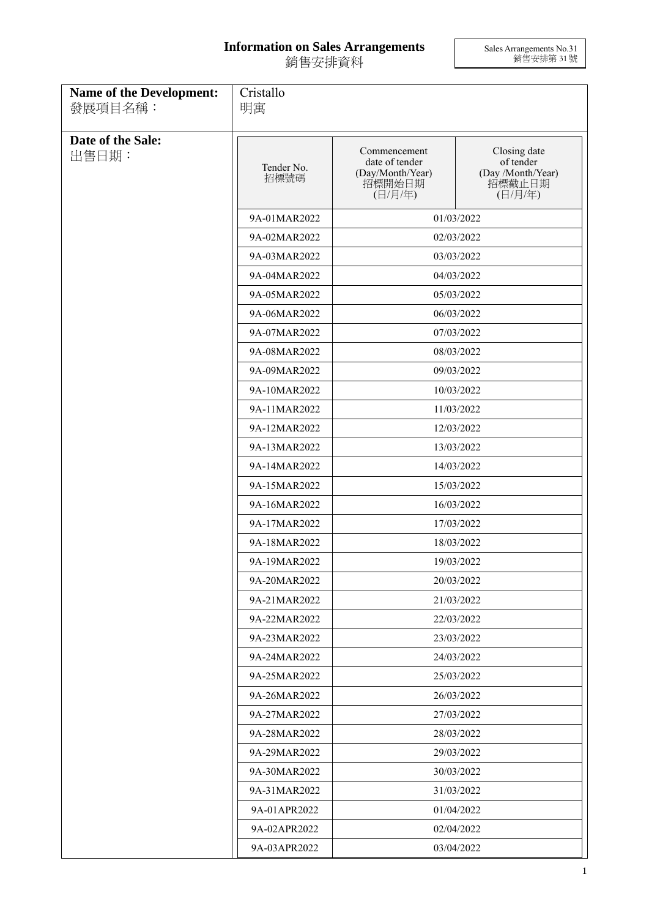# Information on Sales Arrangements
# 銷售安排資料

Sales Arrangements No.31
銷售安排第 31 號

**Name of the Development:**
發展項目名稱：

Cristallo
明寓

**Date of the Sale:**
出售日期：

| Tender No. 招標號碼 | Commencement date of tender (Day/Month/Year) 招標開始日期 (日/月/年) | Closing date of tender (Day /Month/Year) 招標截止日期 (日/月/年) |
|---|---|---|
| 9A-01MAR2022 | 01/03/2022 | |
| 9A-02MAR2022 | 02/03/2022 | |
| 9A-03MAR2022 | 03/03/2022 | |
| 9A-04MAR2022 | 04/03/2022 | |
| 9A-05MAR2022 | 05/03/2022 | |
| 9A-06MAR2022 | 06/03/2022 | |
| 9A-07MAR2022 | 07/03/2022 | |
| 9A-08MAR2022 | 08/03/2022 | |
| 9A-09MAR2022 | 09/03/2022 | |
| 9A-10MAR2022 | 10/03/2022 | |
| 9A-11MAR2022 | 11/03/2022 | |
| 9A-12MAR2022 | 12/03/2022 | |
| 9A-13MAR2022 | 13/03/2022 | |
| 9A-14MAR2022 | 14/03/2022 | |
| 9A-15MAR2022 | 15/03/2022 | |
| 9A-16MAR2022 | 16/03/2022 | |
| 9A-17MAR2022 | 17/03/2022 | |
| 9A-18MAR2022 | 18/03/2022 | |
| 9A-19MAR2022 | 19/03/2022 | |
| 9A-20MAR2022 | 20/03/2022 | |
| 9A-21MAR2022 | 21/03/2022 | |
| 9A-22MAR2022 | 22/03/2022 | |
| 9A-23MAR2022 | 23/03/2022 | |
| 9A-24MAR2022 | 24/03/2022 | |
| 9A-25MAR2022 | 25/03/2022 | |
| 9A-26MAR2022 | 26/03/2022 | |
| 9A-27MAR2022 | 27/03/2022 | |
| 9A-28MAR2022 | 28/03/2022 | |
| 9A-29MAR2022 | 29/03/2022 | |
| 9A-30MAR2022 | 30/03/2022 | |
| 9A-31MAR2022 | 31/03/2022 | |
| 9A-01APR2022 | 01/04/2022 | |
| 9A-02APR2022 | 02/04/2022 | |
| 9A-03APR2022 | 03/04/2022 | |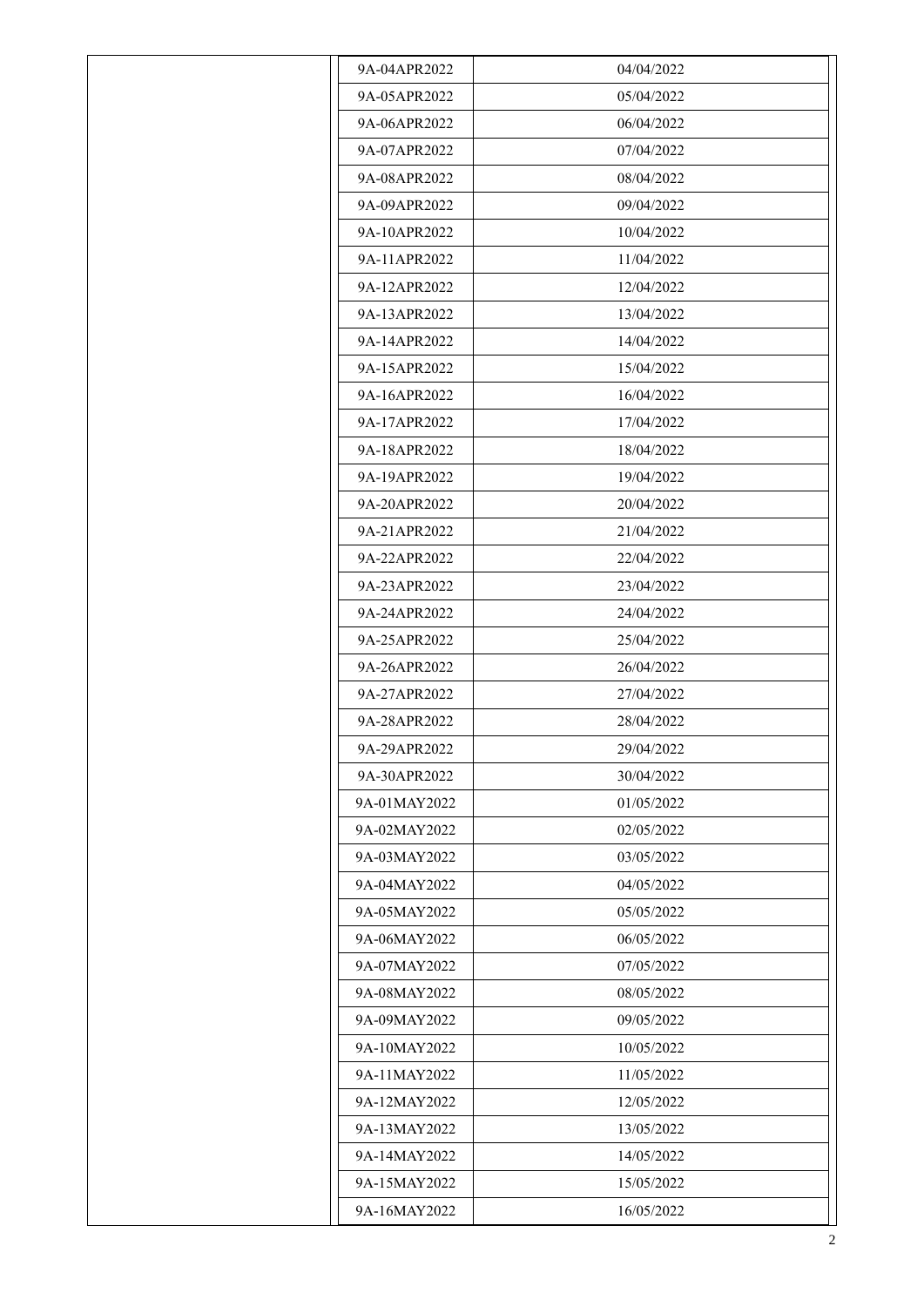|  | 9A-04APR2022 | 04/04/2022 |
|---|---|---|
|  | 9A-05APR2022 | 05/04/2022 |
|  | 9A-06APR2022 | 06/04/2022 |
|  | 9A-07APR2022 | 07/04/2022 |
|  | 9A-08APR2022 | 08/04/2022 |
|  | 9A-09APR2022 | 09/04/2022 |
|  | 9A-10APR2022 | 10/04/2022 |
|  | 9A-11APR2022 | 11/04/2022 |
|  | 9A-12APR2022 | 12/04/2022 |
|  | 9A-13APR2022 | 13/04/2022 |
|  | 9A-14APR2022 | 14/04/2022 |
|  | 9A-15APR2022 | 15/04/2022 |
|  | 9A-16APR2022 | 16/04/2022 |
|  | 9A-17APR2022 | 17/04/2022 |
|  | 9A-18APR2022 | 18/04/2022 |
|  | 9A-19APR2022 | 19/04/2022 |
|  | 9A-20APR2022 | 20/04/2022 |
|  | 9A-21APR2022 | 21/04/2022 |
|  | 9A-22APR2022 | 22/04/2022 |
|  | 9A-23APR2022 | 23/04/2022 |
|  | 9A-24APR2022 | 24/04/2022 |
|  | 9A-25APR2022 | 25/04/2022 |
|  | 9A-26APR2022 | 26/04/2022 |
|  | 9A-27APR2022 | 27/04/2022 |
|  | 9A-28APR2022 | 28/04/2022 |
|  | 9A-29APR2022 | 29/04/2022 |
|  | 9A-30APR2022 | 30/04/2022 |
|  | 9A-01MAY2022 | 01/05/2022 |
|  | 9A-02MAY2022 | 02/05/2022 |
|  | 9A-03MAY2022 | 03/05/2022 |
|  | 9A-04MAY2022 | 04/05/2022 |
|  | 9A-05MAY2022 | 05/05/2022 |
|  | 9A-06MAY2022 | 06/05/2022 |
|  | 9A-07MAY2022 | 07/05/2022 |
|  | 9A-08MAY2022 | 08/05/2022 |
|  | 9A-09MAY2022 | 09/05/2022 |
|  | 9A-10MAY2022 | 10/05/2022 |
|  | 9A-11MAY2022 | 11/05/2022 |
|  | 9A-12MAY2022 | 12/05/2022 |
|  | 9A-13MAY2022 | 13/05/2022 |
|  | 9A-14MAY2022 | 14/05/2022 |
|  | 9A-15MAY2022 | 15/05/2022 |
|  | 9A-16MAY2022 | 16/05/2022 |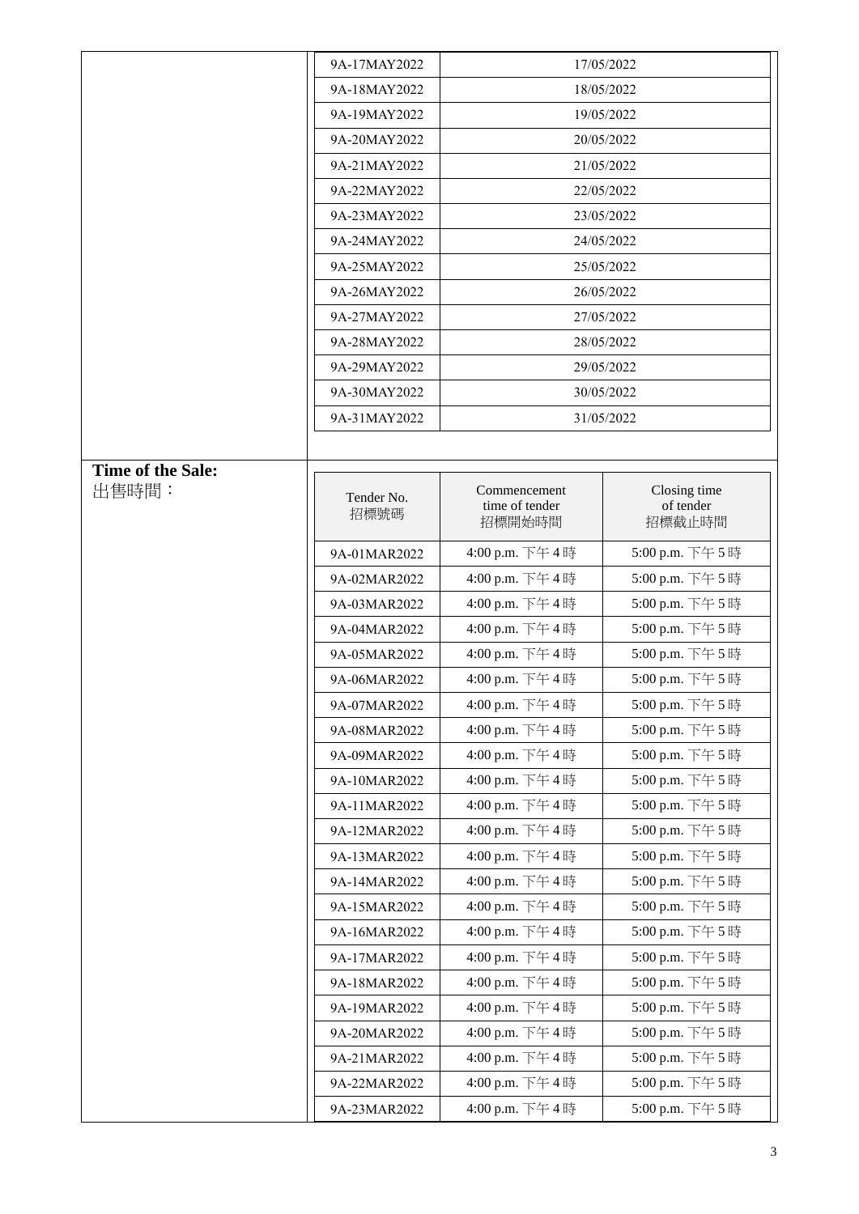| | | |
|---|---|---|
| | 9A-17MAY2022 | 17/05/2022 |
| | 9A-18MAY2022 | 18/05/2022 |
| | 9A-19MAY2022 | 19/05/2022 |
| | 9A-20MAY2022 | 20/05/2022 |
| | 9A-21MAY2022 | 21/05/2022 |
| | 9A-22MAY2022 | 22/05/2022 |
| | 9A-23MAY2022 | 23/05/2022 |
| | 9A-24MAY2022 | 24/05/2022 |
| | 9A-25MAY2022 | 25/05/2022 |
| | 9A-26MAY2022 | 26/05/2022 |
| | 9A-27MAY2022 | 27/05/2022 |
| | 9A-28MAY2022 | 28/05/2022 |
| | 9A-29MAY2022 | 29/05/2022 |
| | 9A-30MAY2022 | 30/05/2022 |
| | 9A-31MAY2022 | 31/05/2022 |

**Time of the Sale:**
出售時間：

| Tender No. 招標號碼 | Commencement time of tender 招標開始時間 | Closing time of tender 招標截止時間 |
|---|---|---|
| 9A-01MAR2022 | 4:00 p.m. 下午 4 時 | 5:00 p.m. 下午 5 時 |
| 9A-02MAR2022 | 4:00 p.m. 下午 4 時 | 5:00 p.m. 下午 5 時 |
| 9A-03MAR2022 | 4:00 p.m. 下午 4 時 | 5:00 p.m. 下午 5 時 |
| 9A-04MAR2022 | 4:00 p.m. 下午 4 時 | 5:00 p.m. 下午 5 時 |
| 9A-05MAR2022 | 4:00 p.m. 下午 4 時 | 5:00 p.m. 下午 5 時 |
| 9A-06MAR2022 | 4:00 p.m. 下午 4 時 | 5:00 p.m. 下午 5 時 |
| 9A-07MAR2022 | 4:00 p.m. 下午 4 時 | 5:00 p.m. 下午 5 時 |
| 9A-08MAR2022 | 4:00 p.m. 下午 4 時 | 5:00 p.m. 下午 5 時 |
| 9A-09MAR2022 | 4:00 p.m. 下午 4 時 | 5:00 p.m. 下午 5 時 |
| 9A-10MAR2022 | 4:00 p.m. 下午 4 時 | 5:00 p.m. 下午 5 時 |
| 9A-11MAR2022 | 4:00 p.m. 下午 4 時 | 5:00 p.m. 下午 5 時 |
| 9A-12MAR2022 | 4:00 p.m. 下午 4 時 | 5:00 p.m. 下午 5 時 |
| 9A-13MAR2022 | 4:00 p.m. 下午 4 時 | 5:00 p.m. 下午 5 時 |
| 9A-14MAR2022 | 4:00 p.m. 下午 4 時 | 5:00 p.m. 下午 5 時 |
| 9A-15MAR2022 | 4:00 p.m. 下午 4 時 | 5:00 p.m. 下午 5 時 |
| 9A-16MAR2022 | 4:00 p.m. 下午 4 時 | 5:00 p.m. 下午 5 時 |
| 9A-17MAR2022 | 4:00 p.m. 下午 4 時 | 5:00 p.m. 下午 5 時 |
| 9A-18MAR2022 | 4:00 p.m. 下午 4 時 | 5:00 p.m. 下午 5 時 |
| 9A-19MAR2022 | 4:00 p.m. 下午 4 時 | 5:00 p.m. 下午 5 時 |
| 9A-20MAR2022 | 4:00 p.m. 下午 4 時 | 5:00 p.m. 下午 5 時 |
| 9A-21MAR2022 | 4:00 p.m. 下午 4 時 | 5:00 p.m. 下午 5 時 |
| 9A-22MAR2022 | 4:00 p.m. 下午 4 時 | 5:00 p.m. 下午 5 時 |
| 9A-23MAR2022 | 4:00 p.m. 下午 4 時 | 5:00 p.m. 下午 5 時 |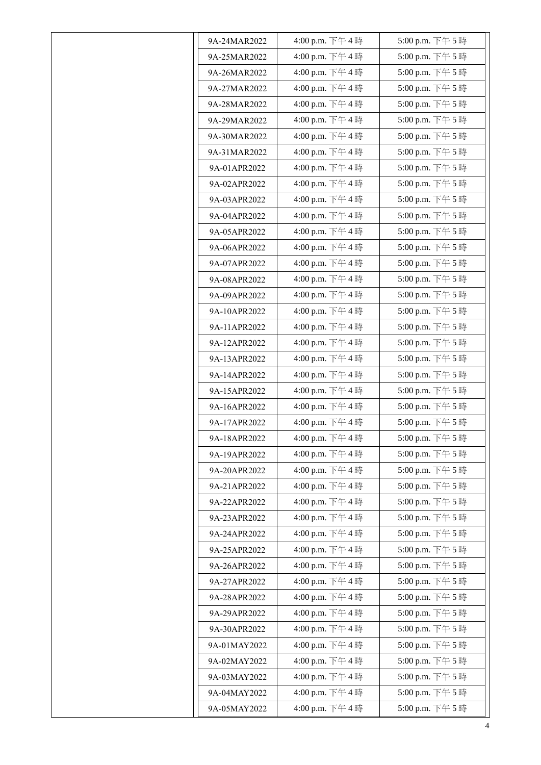| | | | |
|---|---|---|---|
| | 9A-24MAR2022 | 4:00 p.m. 下午 4 時 | 5:00 p.m. 下午 5 時 |
| | 9A-25MAR2022 | 4:00 p.m. 下午 4 時 | 5:00 p.m. 下午 5 時 |
| | 9A-26MAR2022 | 4:00 p.m. 下午 4 時 | 5:00 p.m. 下午 5 時 |
| | 9A-27MAR2022 | 4:00 p.m. 下午 4 時 | 5:00 p.m. 下午 5 時 |
| | 9A-28MAR2022 | 4:00 p.m. 下午 4 時 | 5:00 p.m. 下午 5 時 |
| | 9A-29MAR2022 | 4:00 p.m. 下午 4 時 | 5:00 p.m. 下午 5 時 |
| | 9A-30MAR2022 | 4:00 p.m. 下午 4 時 | 5:00 p.m. 下午 5 時 |
| | 9A-31MAR2022 | 4:00 p.m. 下午 4 時 | 5:00 p.m. 下午 5 時 |
| | 9A-01APR2022 | 4:00 p.m. 下午 4 時 | 5:00 p.m. 下午 5 時 |
| | 9A-02APR2022 | 4:00 p.m. 下午 4 時 | 5:00 p.m. 下午 5 時 |
| | 9A-03APR2022 | 4:00 p.m. 下午 4 時 | 5:00 p.m. 下午 5 時 |
| | 9A-04APR2022 | 4:00 p.m. 下午 4 時 | 5:00 p.m. 下午 5 時 |
| | 9A-05APR2022 | 4:00 p.m. 下午 4 時 | 5:00 p.m. 下午 5 時 |
| | 9A-06APR2022 | 4:00 p.m. 下午 4 時 | 5:00 p.m. 下午 5 時 |
| | 9A-07APR2022 | 4:00 p.m. 下午 4 時 | 5:00 p.m. 下午 5 時 |
| | 9A-08APR2022 | 4:00 p.m. 下午 4 時 | 5:00 p.m. 下午 5 時 |
| | 9A-09APR2022 | 4:00 p.m. 下午 4 時 | 5:00 p.m. 下午 5 時 |
| | 9A-10APR2022 | 4:00 p.m. 下午 4 時 | 5:00 p.m. 下午 5 時 |
| | 9A-11APR2022 | 4:00 p.m. 下午 4 時 | 5:00 p.m. 下午 5 時 |
| | 9A-12APR2022 | 4:00 p.m. 下午 4 時 | 5:00 p.m. 下午 5 時 |
| | 9A-13APR2022 | 4:00 p.m. 下午 4 時 | 5:00 p.m. 下午 5 時 |
| | 9A-14APR2022 | 4:00 p.m. 下午 4 時 | 5:00 p.m. 下午 5 時 |
| | 9A-15APR2022 | 4:00 p.m. 下午 4 時 | 5:00 p.m. 下午 5 時 |
| | 9A-16APR2022 | 4:00 p.m. 下午 4 時 | 5:00 p.m. 下午 5 時 |
| | 9A-17APR2022 | 4:00 p.m. 下午 4 時 | 5:00 p.m. 下午 5 時 |
| | 9A-18APR2022 | 4:00 p.m. 下午 4 時 | 5:00 p.m. 下午 5 時 |
| | 9A-19APR2022 | 4:00 p.m. 下午 4 時 | 5:00 p.m. 下午 5 時 |
| | 9A-20APR2022 | 4:00 p.m. 下午 4 時 | 5:00 p.m. 下午 5 時 |
| | 9A-21APR2022 | 4:00 p.m. 下午 4 時 | 5:00 p.m. 下午 5 時 |
| | 9A-22APR2022 | 4:00 p.m. 下午 4 時 | 5:00 p.m. 下午 5 時 |
| | 9A-23APR2022 | 4:00 p.m. 下午 4 時 | 5:00 p.m. 下午 5 時 |
| | 9A-24APR2022 | 4:00 p.m. 下午 4 時 | 5:00 p.m. 下午 5 時 |
| | 9A-25APR2022 | 4:00 p.m. 下午 4 時 | 5:00 p.m. 下午 5 時 |
| | 9A-26APR2022 | 4:00 p.m. 下午 4 時 | 5:00 p.m. 下午 5 時 |
| | 9A-27APR2022 | 4:00 p.m. 下午 4 時 | 5:00 p.m. 下午 5 時 |
| | 9A-28APR2022 | 4:00 p.m. 下午 4 時 | 5:00 p.m. 下午 5 時 |
| | 9A-29APR2022 | 4:00 p.m. 下午 4 時 | 5:00 p.m. 下午 5 時 |
| | 9A-30APR2022 | 4:00 p.m. 下午 4 時 | 5:00 p.m. 下午 5 時 |
| | 9A-01MAY2022 | 4:00 p.m. 下午 4 時 | 5:00 p.m. 下午 5 時 |
| | 9A-02MAY2022 | 4:00 p.m. 下午 4 時 | 5:00 p.m. 下午 5 時 |
| | 9A-03MAY2022 | 4:00 p.m. 下午 4 時 | 5:00 p.m. 下午 5 時 |
| | 9A-04MAY2022 | 4:00 p.m. 下午 4 時 | 5:00 p.m. 下午 5 時 |
| | 9A-05MAY2022 | 4:00 p.m. 下午 4 時 | 5:00 p.m. 下午 5 時 |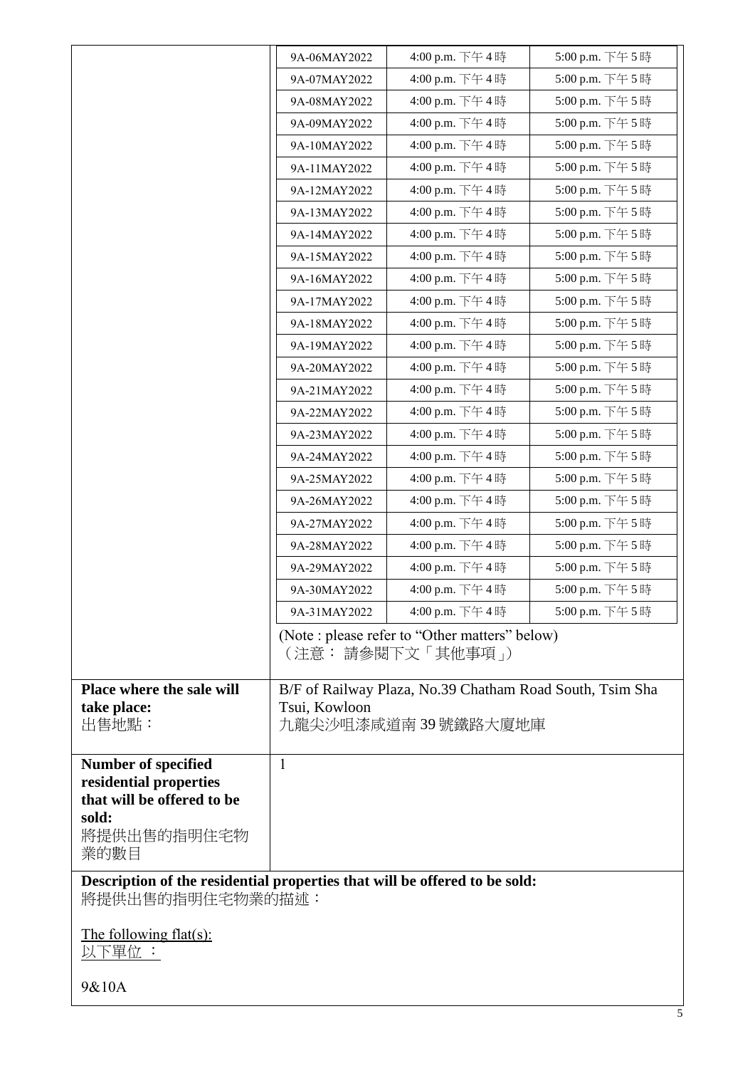| | | | |
|---|---|---|---|
| | 9A-06MAY2022 | 4:00 p.m. 下午 4 時 | 5:00 p.m. 下午 5 時 |
| | 9A-07MAY2022 | 4:00 p.m. 下午 4 時 | 5:00 p.m. 下午 5 時 |
| | 9A-08MAY2022 | 4:00 p.m. 下午 4 時 | 5:00 p.m. 下午 5 時 |
| | 9A-09MAY2022 | 4:00 p.m. 下午 4 時 | 5:00 p.m. 下午 5 時 |
| | 9A-10MAY2022 | 4:00 p.m. 下午 4 時 | 5:00 p.m. 下午 5 時 |
| | 9A-11MAY2022 | 4:00 p.m. 下午 4 時 | 5:00 p.m. 下午 5 時 |
| | 9A-12MAY2022 | 4:00 p.m. 下午 4 時 | 5:00 p.m. 下午 5 時 |
| | 9A-13MAY2022 | 4:00 p.m. 下午 4 時 | 5:00 p.m. 下午 5 時 |
| | 9A-14MAY2022 | 4:00 p.m. 下午 4 時 | 5:00 p.m. 下午 5 時 |
| | 9A-15MAY2022 | 4:00 p.m. 下午 4 時 | 5:00 p.m. 下午 5 時 |
| | 9A-16MAY2022 | 4:00 p.m. 下午 4 時 | 5:00 p.m. 下午 5 時 |
| | 9A-17MAY2022 | 4:00 p.m. 下午 4 時 | 5:00 p.m. 下午 5 時 |
| | 9A-18MAY2022 | 4:00 p.m. 下午 4 時 | 5:00 p.m. 下午 5 時 |
| | 9A-19MAY2022 | 4:00 p.m. 下午 4 時 | 5:00 p.m. 下午 5 時 |
| | 9A-20MAY2022 | 4:00 p.m. 下午 4 時 | 5:00 p.m. 下午 5 時 |
| | 9A-21MAY2022 | 4:00 p.m. 下午 4 時 | 5:00 p.m. 下午 5 時 |
| | 9A-22MAY2022 | 4:00 p.m. 下午 4 時 | 5:00 p.m. 下午 5 時 |
| | 9A-23MAY2022 | 4:00 p.m. 下午 4 時 | 5:00 p.m. 下午 5 時 |
| | 9A-24MAY2022 | 4:00 p.m. 下午 4 時 | 5:00 p.m. 下午 5 時 |
| | 9A-25MAY2022 | 4:00 p.m. 下午 4 時 | 5:00 p.m. 下午 5 時 |
| | 9A-26MAY2022 | 4:00 p.m. 下午 4 時 | 5:00 p.m. 下午 5 時 |
| | 9A-27MAY2022 | 4:00 p.m. 下午 4 時 | 5:00 p.m. 下午 5 時 |
| | 9A-28MAY2022 | 4:00 p.m. 下午 4 時 | 5:00 p.m. 下午 5 時 |
| | 9A-29MAY2022 | 4:00 p.m. 下午 4 時 | 5:00 p.m. 下午 5 時 |
| | 9A-30MAY2022 | 4:00 p.m. 下午 4 時 | 5:00 p.m. 下午 5 時 |
| | 9A-31MAY2022 | 4:00 p.m. 下午 4 時 | 5:00 p.m. 下午 5 時 |
| | (Note : please refer to "Other matters" below)<br>（注意： 請參閱下文「其他事項」） | | |
| **Place where the sale will take place:**<br>出售地點： | B/F of Railway Plaza, No.39 Chatham Road South, Tsim Sha Tsui, Kowloon<br>九龍尖沙咀漆咸道南 39 號鐵路大廈地庫 | | |
| **Number of specified residential properties that will be offered to be sold:**<br>將提供出售的指明住宅物業的數目 | 1 | | |

**Description of the residential properties that will be offered to be sold:**
將提供出售的指明住宅物業的描述：

The following flat(s):
以下單位 ：

9&10A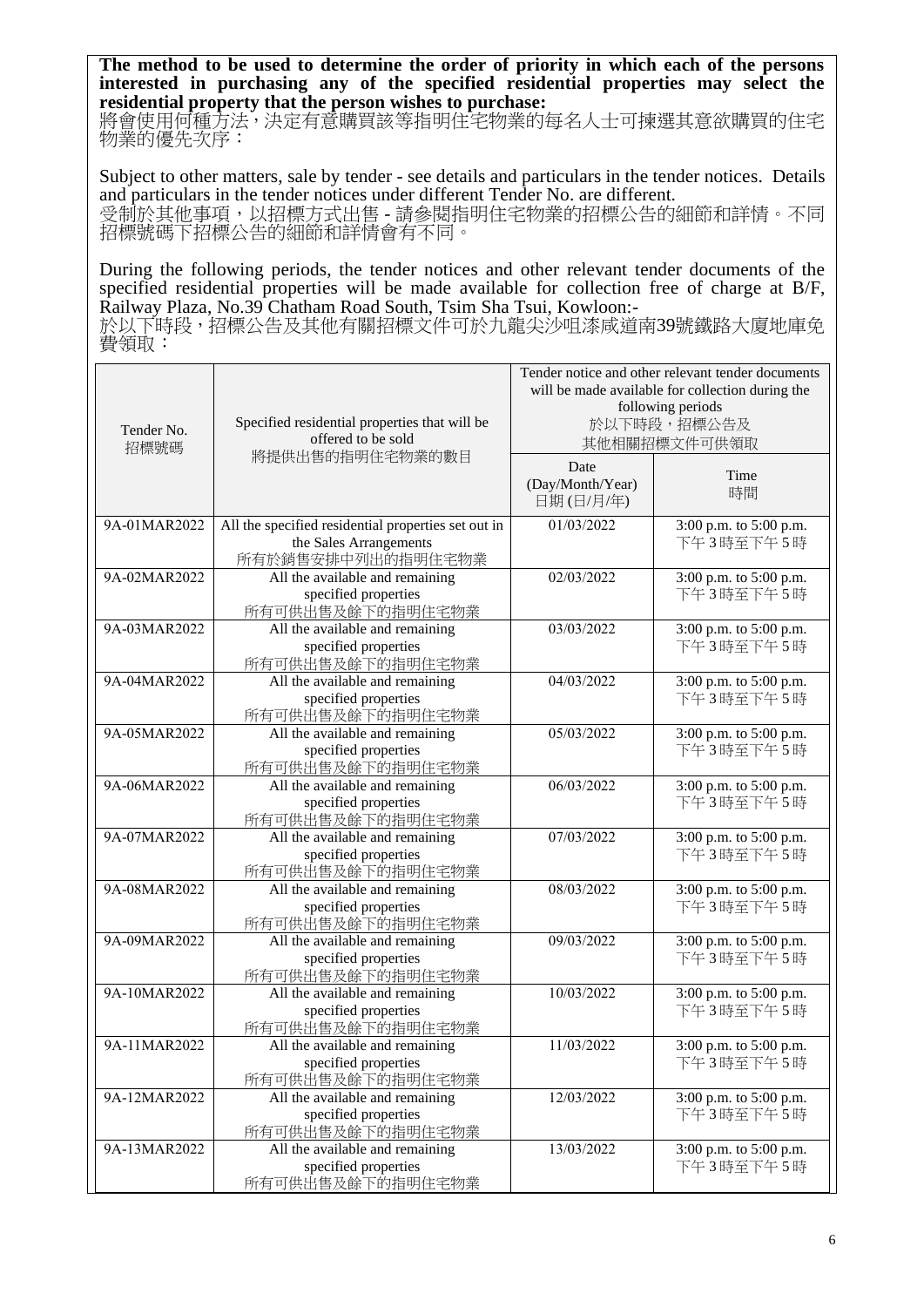**The method to be used to determine the order of priority in which each of the persons interested in purchasing any of the specified residential properties may select the residential property that the person wishes to purchase:**
將會使用何種方法，決定有意購買該等指明住宅物業的每名人士可揀選其意欲購買的住宅物業的優先次序：

Subject to other matters, sale by tender - see details and particulars in the tender notices. Details and particulars in the tender notices under different Tender No. are different.
受制於其他事項，以招標方式出售 - 請參閱指明住宅物業的招標公告的細節和詳情。不同招標號碼下招標公告的細節和詳情會有不同。

During the following periods, the tender notices and other relevant tender documents of the specified residential properties will be made available for collection free of charge at B/F, Railway Plaza, No.39 Chatham Road South, Tsim Sha Tsui, Kowloon:-
於以下時段，招標公告及其他有關招標文件可於九龍尖沙咀漆咸道南39號鐵路大廈地庫免費領取：

| Tender No. 招標號碼 | Specified residential properties that will be offered to be sold 將提供出售的指明住宅物業的數目 | Tender notice and other relevant tender documents will be made available for collection during the following periods 於以下時段，招標公告及其他相關招標文件可供領取 | |
|---|---|---|---|
| | | Date (Day/Month/Year) 日期 (日/月/年) | Time 時間 |
| 9A-01MAR2022 | All the specified residential properties set out in the Sales Arrangements 所有於銷售安排中列出的指明住宅物業 | 01/03/2022 | 3:00 p.m. to 5:00 p.m. 下午3時至下午5時 |
| 9A-02MAR2022 | All the available and remaining specified properties 所有可供出售及餘下的指明住宅物業 | 02/03/2022 | 3:00 p.m. to 5:00 p.m. 下午3時至下午5時 |
| 9A-03MAR2022 | All the available and remaining specified properties 所有可供出售及餘下的指明住宅物業 | 03/03/2022 | 3:00 p.m. to 5:00 p.m. 下午3時至下午5時 |
| 9A-04MAR2022 | All the available and remaining specified properties 所有可供出售及餘下的指明住宅物業 | 04/03/2022 | 3:00 p.m. to 5:00 p.m. 下午3時至下午5時 |
| 9A-05MAR2022 | All the available and remaining specified properties 所有可供出售及餘下的指明住宅物業 | 05/03/2022 | 3:00 p.m. to 5:00 p.m. 下午3時至下午5時 |
| 9A-06MAR2022 | All the available and remaining specified properties 所有可供出售及餘下的指明住宅物業 | 06/03/2022 | 3:00 p.m. to 5:00 p.m. 下午3時至下午5時 |
| 9A-07MAR2022 | All the available and remaining specified properties 所有可供出售及餘下的指明住宅物業 | 07/03/2022 | 3:00 p.m. to 5:00 p.m. 下午3時至下午5時 |
| 9A-08MAR2022 | All the available and remaining specified properties 所有可供出售及餘下的指明住宅物業 | 08/03/2022 | 3:00 p.m. to 5:00 p.m. 下午3時至下午5時 |
| 9A-09MAR2022 | All the available and remaining specified properties 所有可供出售及餘下的指明住宅物業 | 09/03/2022 | 3:00 p.m. to 5:00 p.m. 下午3時至下午5時 |
| 9A-10MAR2022 | All the available and remaining specified properties 所有可供出售及餘下的指明住宅物業 | 10/03/2022 | 3:00 p.m. to 5:00 p.m. 下午3時至下午5時 |
| 9A-11MAR2022 | All the available and remaining specified properties 所有可供出售及餘下的指明住宅物業 | 11/03/2022 | 3:00 p.m. to 5:00 p.m. 下午3時至下午5時 |
| 9A-12MAR2022 | All the available and remaining specified properties 所有可供出售及餘下的指明住宅物業 | 12/03/2022 | 3:00 p.m. to 5:00 p.m. 下午3時至下午5時 |
| 9A-13MAR2022 | All the available and remaining specified properties 所有可供出售及餘下的指明住宅物業 | 13/03/2022 | 3:00 p.m. to 5:00 p.m. 下午3時至下午5時 |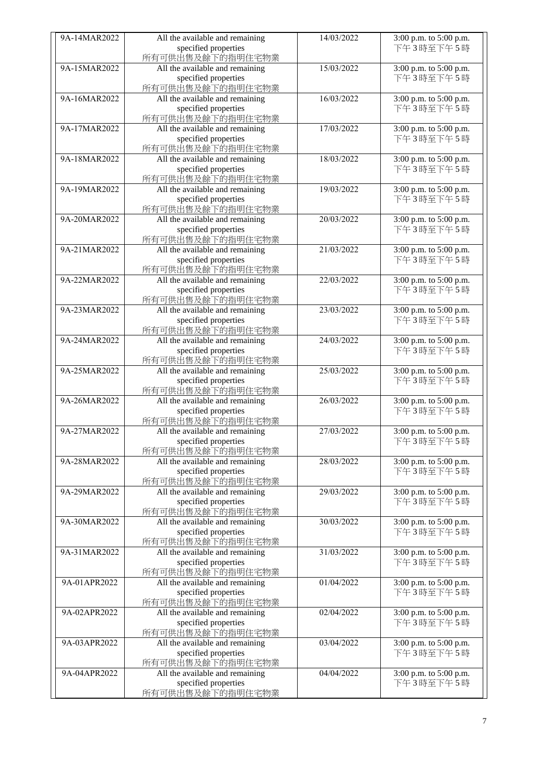| 9A-14MAR2022 | All the available and remaining specified properties 所有可供出售及餘下的指明住宅物業 | 14/03/2022 | 3:00 p.m. to 5:00 p.m. 下午 3 時至下午 5 時 |
|---|---|---|---|
| 9A-15MAR2022 | All the available and remaining specified properties 所有可供出售及餘下的指明住宅物業 | 15/03/2022 | 3:00 p.m. to 5:00 p.m. 下午 3 時至下午 5 時 |
| 9A-16MAR2022 | All the available and remaining specified properties 所有可供出售及餘下的指明住宅物業 | 16/03/2022 | 3:00 p.m. to 5:00 p.m. 下午 3 時至下午 5 時 |
| 9A-17MAR2022 | All the available and remaining specified properties 所有可供出售及餘下的指明住宅物業 | 17/03/2022 | 3:00 p.m. to 5:00 p.m. 下午 3 時至下午 5 時 |
| 9A-18MAR2022 | All the available and remaining specified properties 所有可供出售及餘下的指明住宅物業 | 18/03/2022 | 3:00 p.m. to 5:00 p.m. 下午 3 時至下午 5 時 |
| 9A-19MAR2022 | All the available and remaining specified properties 所有可供出售及餘下的指明住宅物業 | 19/03/2022 | 3:00 p.m. to 5:00 p.m. 下午 3 時至下午 5 時 |
| 9A-20MAR2022 | All the available and remaining specified properties 所有可供出售及餘下的指明住宅物業 | 20/03/2022 | 3:00 p.m. to 5:00 p.m. 下午 3 時至下午 5 時 |
| 9A-21MAR2022 | All the available and remaining specified properties 所有可供出售及餘下的指明住宅物業 | 21/03/2022 | 3:00 p.m. to 5:00 p.m. 下午 3 時至下午 5 時 |
| 9A-22MAR2022 | All the available and remaining specified properties 所有可供出售及餘下的指明住宅物業 | 22/03/2022 | 3:00 p.m. to 5:00 p.m. 下午 3 時至下午 5 時 |
| 9A-23MAR2022 | All the available and remaining specified properties 所有可供出售及餘下的指明住宅物業 | 23/03/2022 | 3:00 p.m. to 5:00 p.m. 下午 3 時至下午 5 時 |
| 9A-24MAR2022 | All the available and remaining specified properties 所有可供出售及餘下的指明住宅物業 | 24/03/2022 | 3:00 p.m. to 5:00 p.m. 下午 3 時至下午 5 時 |
| 9A-25MAR2022 | All the available and remaining specified properties 所有可供出售及餘下的指明住宅物業 | 25/03/2022 | 3:00 p.m. to 5:00 p.m. 下午 3 時至下午 5 時 |
| 9A-26MAR2022 | All the available and remaining specified properties 所有可供出售及餘下的指明住宅物業 | 26/03/2022 | 3:00 p.m. to 5:00 p.m. 下午 3 時至下午 5 時 |
| 9A-27MAR2022 | All the available and remaining specified properties 所有可供出售及餘下的指明住宅物業 | 27/03/2022 | 3:00 p.m. to 5:00 p.m. 下午 3 時至下午 5 時 |
| 9A-28MAR2022 | All the available and remaining specified properties 所有可供出售及餘下的指明住宅物業 | 28/03/2022 | 3:00 p.m. to 5:00 p.m. 下午 3 時至下午 5 時 |
| 9A-29MAR2022 | All the available and remaining specified properties 所有可供出售及餘下的指明住宅物業 | 29/03/2022 | 3:00 p.m. to 5:00 p.m. 下午 3 時至下午 5 時 |
| 9A-30MAR2022 | All the available and remaining specified properties 所有可供出售及餘下的指明住宅物業 | 30/03/2022 | 3:00 p.m. to 5:00 p.m. 下午 3 時至下午 5 時 |
| 9A-31MAR2022 | All the available and remaining specified properties 所有可供出售及餘下的指明住宅物業 | 31/03/2022 | 3:00 p.m. to 5:00 p.m. 下午 3 時至下午 5 時 |
| 9A-01APR2022 | All the available and remaining specified properties 所有可供出售及餘下的指明住宅物業 | 01/04/2022 | 3:00 p.m. to 5:00 p.m. 下午 3 時至下午 5 時 |
| 9A-02APR2022 | All the available and remaining specified properties 所有可供出售及餘下的指明住宅物業 | 02/04/2022 | 3:00 p.m. to 5:00 p.m. 下午 3 時至下午 5 時 |
| 9A-03APR2022 | All the available and remaining specified properties 所有可供出售及餘下的指明住宅物業 | 03/04/2022 | 3:00 p.m. to 5:00 p.m. 下午 3 時至下午 5 時 |
| 9A-04APR2022 | All the available and remaining specified properties 所有可供出售及餘下的指明住宅物業 | 04/04/2022 | 3:00 p.m. to 5:00 p.m. 下午 3 時至下午 5 時 |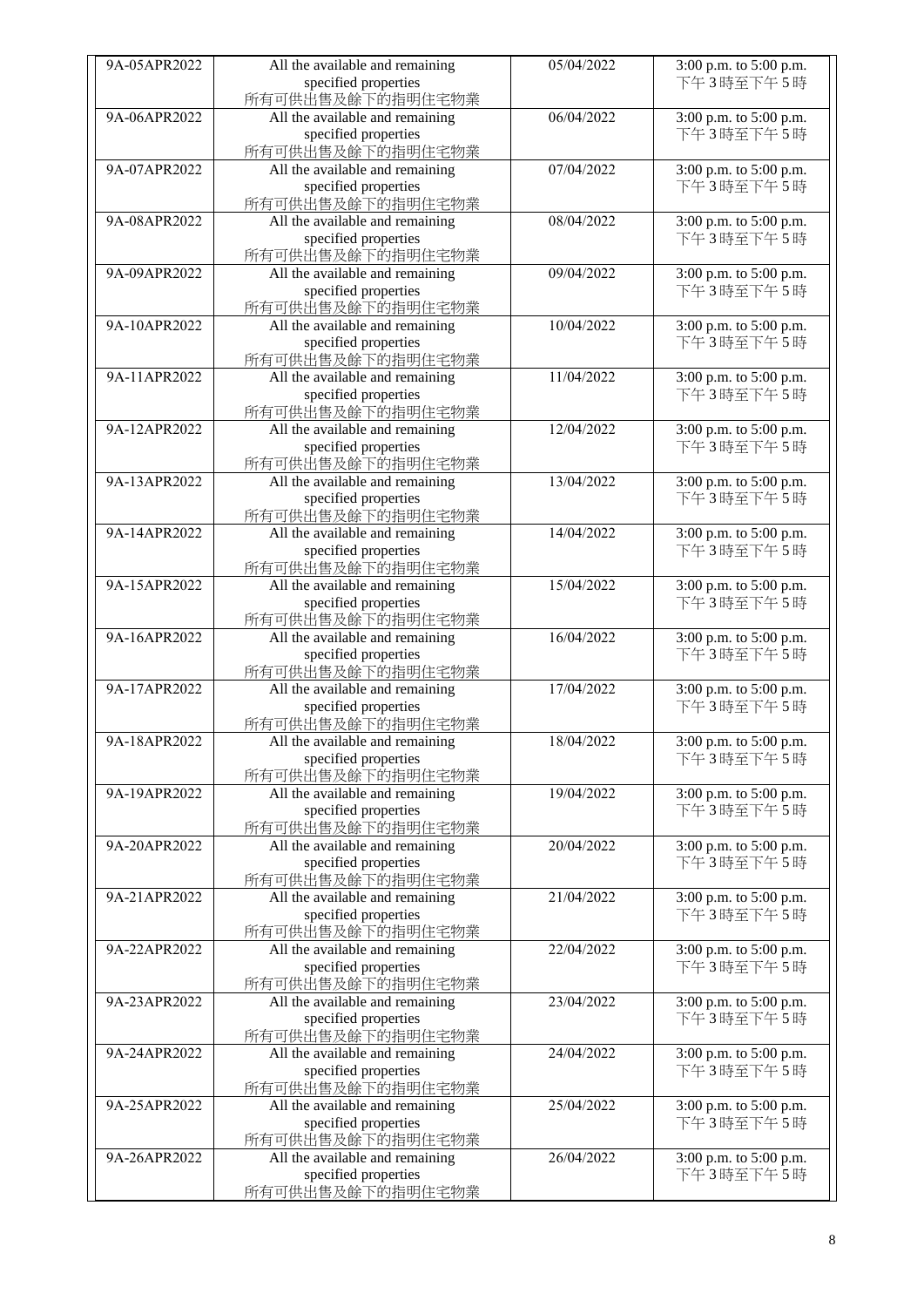| 9A-05APR2022 | All the available and remaining specified properties 所有可供出售及餘下的指明住宅物業 | 05/04/2022 | 3:00 p.m. to 5:00 p.m. 下午3時至下午5時 |
|---|---|---|---|
| 9A-06APR2022 | All the available and remaining specified properties 所有可供出售及餘下的指明住宅物業 | 06/04/2022 | 3:00 p.m. to 5:00 p.m. 下午3時至下午5時 |
| 9A-07APR2022 | All the available and remaining specified properties 所有可供出售及餘下的指明住宅物業 | 07/04/2022 | 3:00 p.m. to 5:00 p.m. 下午3時至下午5時 |
| 9A-08APR2022 | All the available and remaining specified properties 所有可供出售及餘下的指明住宅物業 | 08/04/2022 | 3:00 p.m. to 5:00 p.m. 下午3時至下午5時 |
| 9A-09APR2022 | All the available and remaining specified properties 所有可供出售及餘下的指明住宅物業 | 09/04/2022 | 3:00 p.m. to 5:00 p.m. 下午3時至下午5時 |
| 9A-10APR2022 | All the available and remaining specified properties 所有可供出售及餘下的指明住宅物業 | 10/04/2022 | 3:00 p.m. to 5:00 p.m. 下午3時至下午5時 |
| 9A-11APR2022 | All the available and remaining specified properties 所有可供出售及餘下的指明住宅物業 | 11/04/2022 | 3:00 p.m. to 5:00 p.m. 下午3時至下午5時 |
| 9A-12APR2022 | All the available and remaining specified properties 所有可供出售及餘下的指明住宅物業 | 12/04/2022 | 3:00 p.m. to 5:00 p.m. 下午3時至下午5時 |
| 9A-13APR2022 | All the available and remaining specified properties 所有可供出售及餘下的指明住宅物業 | 13/04/2022 | 3:00 p.m. to 5:00 p.m. 下午3時至下午5時 |
| 9A-14APR2022 | All the available and remaining specified properties 所有可供出售及餘下的指明住宅物業 | 14/04/2022 | 3:00 p.m. to 5:00 p.m. 下午3時至下午5時 |
| 9A-15APR2022 | All the available and remaining specified properties 所有可供出售及餘下的指明住宅物業 | 15/04/2022 | 3:00 p.m. to 5:00 p.m. 下午3時至下午5時 |
| 9A-16APR2022 | All the available and remaining specified properties 所有可供出售及餘下的指明住宅物業 | 16/04/2022 | 3:00 p.m. to 5:00 p.m. 下午3時至下午5時 |
| 9A-17APR2022 | All the available and remaining specified properties 所有可供出售及餘下的指明住宅物業 | 17/04/2022 | 3:00 p.m. to 5:00 p.m. 下午3時至下午5時 |
| 9A-18APR2022 | All the available and remaining specified properties 所有可供出售及餘下的指明住宅物業 | 18/04/2022 | 3:00 p.m. to 5:00 p.m. 下午3時至下午5時 |
| 9A-19APR2022 | All the available and remaining specified properties 所有可供出售及餘下的指明住宅物業 | 19/04/2022 | 3:00 p.m. to 5:00 p.m. 下午3時至下午5時 |
| 9A-20APR2022 | All the available and remaining specified properties 所有可供出售及餘下的指明住宅物業 | 20/04/2022 | 3:00 p.m. to 5:00 p.m. 下午3時至下午5時 |
| 9A-21APR2022 | All the available and remaining specified properties 所有可供出售及餘下的指明住宅物業 | 21/04/2022 | 3:00 p.m. to 5:00 p.m. 下午3時至下午5時 |
| 9A-22APR2022 | All the available and remaining specified properties 所有可供出售及餘下的指明住宅物業 | 22/04/2022 | 3:00 p.m. to 5:00 p.m. 下午3時至下午5時 |
| 9A-23APR2022 | All the available and remaining specified properties 所有可供出售及餘下的指明住宅物業 | 23/04/2022 | 3:00 p.m. to 5:00 p.m. 下午3時至下午5時 |
| 9A-24APR2022 | All the available and remaining specified properties 所有可供出售及餘下的指明住宅物業 | 24/04/2022 | 3:00 p.m. to 5:00 p.m. 下午3時至下午5時 |
| 9A-25APR2022 | All the available and remaining specified properties 所有可供出售及餘下的指明住宅物業 | 25/04/2022 | 3:00 p.m. to 5:00 p.m. 下午3時至下午5時 |
| 9A-26APR2022 | All the available and remaining specified properties 所有可供出售及餘下的指明住宅物業 | 26/04/2022 | 3:00 p.m. to 5:00 p.m. 下午3時至下午5時 |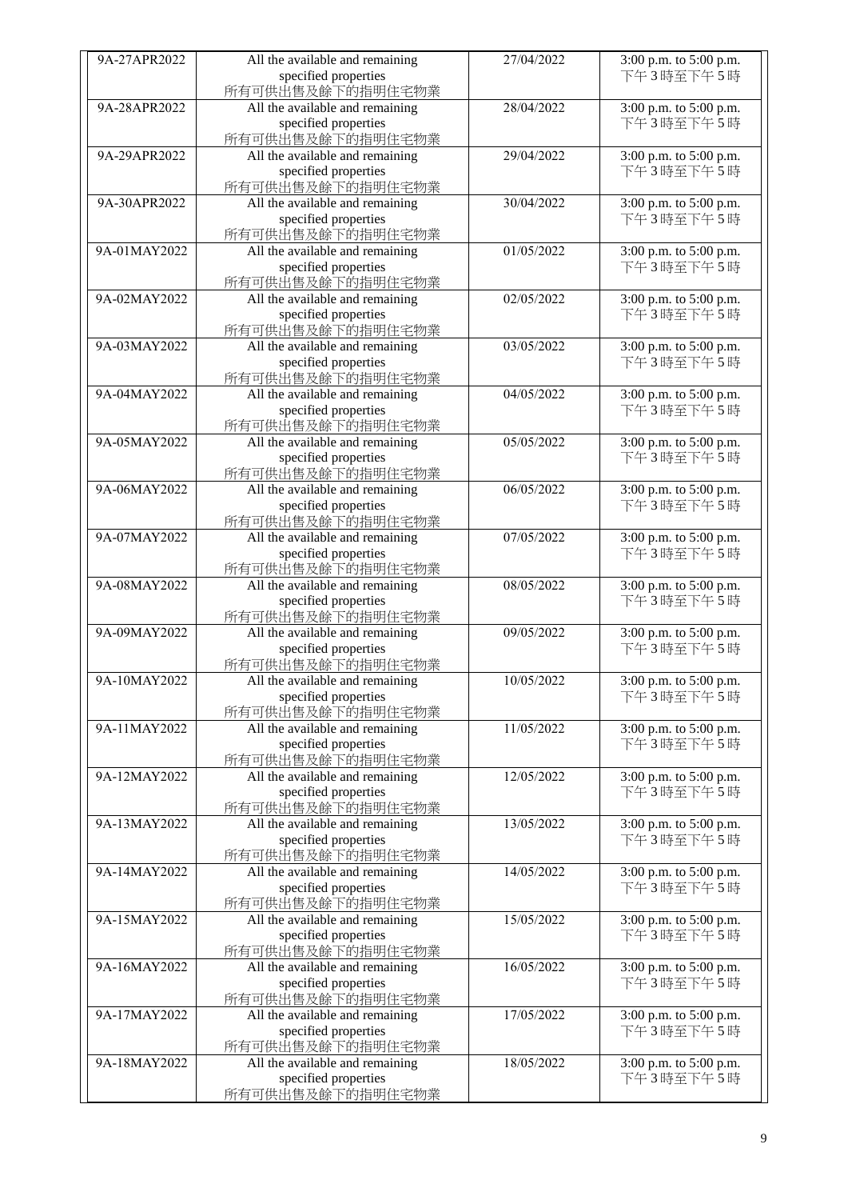| 9A-27APR2022 | All the available and remaining specified properties 所有可供出售及餘下的指明住宅物業 | 27/04/2022 | 3:00 p.m. to 5:00 p.m. 下午3時至下午5時 |
|---|---|---|---|
| 9A-28APR2022 | All the available and remaining specified properties 所有可供出售及餘下的指明住宅物業 | 28/04/2022 | 3:00 p.m. to 5:00 p.m. 下午3時至下午5時 |
| 9A-29APR2022 | All the available and remaining specified properties 所有可供出售及餘下的指明住宅物業 | 29/04/2022 | 3:00 p.m. to 5:00 p.m. 下午3時至下午5時 |
| 9A-30APR2022 | All the available and remaining specified properties 所有可供出售及餘下的指明住宅物業 | 30/04/2022 | 3:00 p.m. to 5:00 p.m. 下午3時至下午5時 |
| 9A-01MAY2022 | All the available and remaining specified properties 所有可供出售及餘下的指明住宅物業 | 01/05/2022 | 3:00 p.m. to 5:00 p.m. 下午3時至下午5時 |
| 9A-02MAY2022 | All the available and remaining specified properties 所有可供出售及餘下的指明住宅物業 | 02/05/2022 | 3:00 p.m. to 5:00 p.m. 下午3時至下午5時 |
| 9A-03MAY2022 | All the available and remaining specified properties 所有可供出售及餘下的指明住宅物業 | 03/05/2022 | 3:00 p.m. to 5:00 p.m. 下午3時至下午5時 |
| 9A-04MAY2022 | All the available and remaining specified properties 所有可供出售及餘下的指明住宅物業 | 04/05/2022 | 3:00 p.m. to 5:00 p.m. 下午3時至下午5時 |
| 9A-05MAY2022 | All the available and remaining specified properties 所有可供出售及餘下的指明住宅物業 | 05/05/2022 | 3:00 p.m. to 5:00 p.m. 下午3時至下午5時 |
| 9A-06MAY2022 | All the available and remaining specified properties 所有可供出售及餘下的指明住宅物業 | 06/05/2022 | 3:00 p.m. to 5:00 p.m. 下午3時至下午5時 |
| 9A-07MAY2022 | All the available and remaining specified properties 所有可供出售及餘下的指明住宅物業 | 07/05/2022 | 3:00 p.m. to 5:00 p.m. 下午3時至下午5時 |
| 9A-08MAY2022 | All the available and remaining specified properties 所有可供出售及餘下的指明住宅物業 | 08/05/2022 | 3:00 p.m. to 5:00 p.m. 下午3時至下午5時 |
| 9A-09MAY2022 | All the available and remaining specified properties 所有可供出售及餘下的指明住宅物業 | 09/05/2022 | 3:00 p.m. to 5:00 p.m. 下午3時至下午5時 |
| 9A-10MAY2022 | All the available and remaining specified properties 所有可供出售及餘下的指明住宅物業 | 10/05/2022 | 3:00 p.m. to 5:00 p.m. 下午3時至下午5時 |
| 9A-11MAY2022 | All the available and remaining specified properties 所有可供出售及餘下的指明住宅物業 | 11/05/2022 | 3:00 p.m. to 5:00 p.m. 下午3時至下午5時 |
| 9A-12MAY2022 | All the available and remaining specified properties 所有可供出售及餘下的指明住宅物業 | 12/05/2022 | 3:00 p.m. to 5:00 p.m. 下午3時至下午5時 |
| 9A-13MAY2022 | All the available and remaining specified properties 所有可供出售及餘下的指明住宅物業 | 13/05/2022 | 3:00 p.m. to 5:00 p.m. 下午3時至下午5時 |
| 9A-14MAY2022 | All the available and remaining specified properties 所有可供出售及餘下的指明住宅物業 | 14/05/2022 | 3:00 p.m. to 5:00 p.m. 下午3時至下午5時 |
| 9A-15MAY2022 | All the available and remaining specified properties 所有可供出售及餘下的指明住宅物業 | 15/05/2022 | 3:00 p.m. to 5:00 p.m. 下午3時至下午5時 |
| 9A-16MAY2022 | All the available and remaining specified properties 所有可供出售及餘下的指明住宅物業 | 16/05/2022 | 3:00 p.m. to 5:00 p.m. 下午3時至下午5時 |
| 9A-17MAY2022 | All the available and remaining specified properties 所有可供出售及餘下的指明住宅物業 | 17/05/2022 | 3:00 p.m. to 5:00 p.m. 下午3時至下午5時 |
| 9A-18MAY2022 | All the available and remaining specified properties 所有可供出售及餘下的指明住宅物業 | 18/05/2022 | 3:00 p.m. to 5:00 p.m. 下午3時至下午5時 |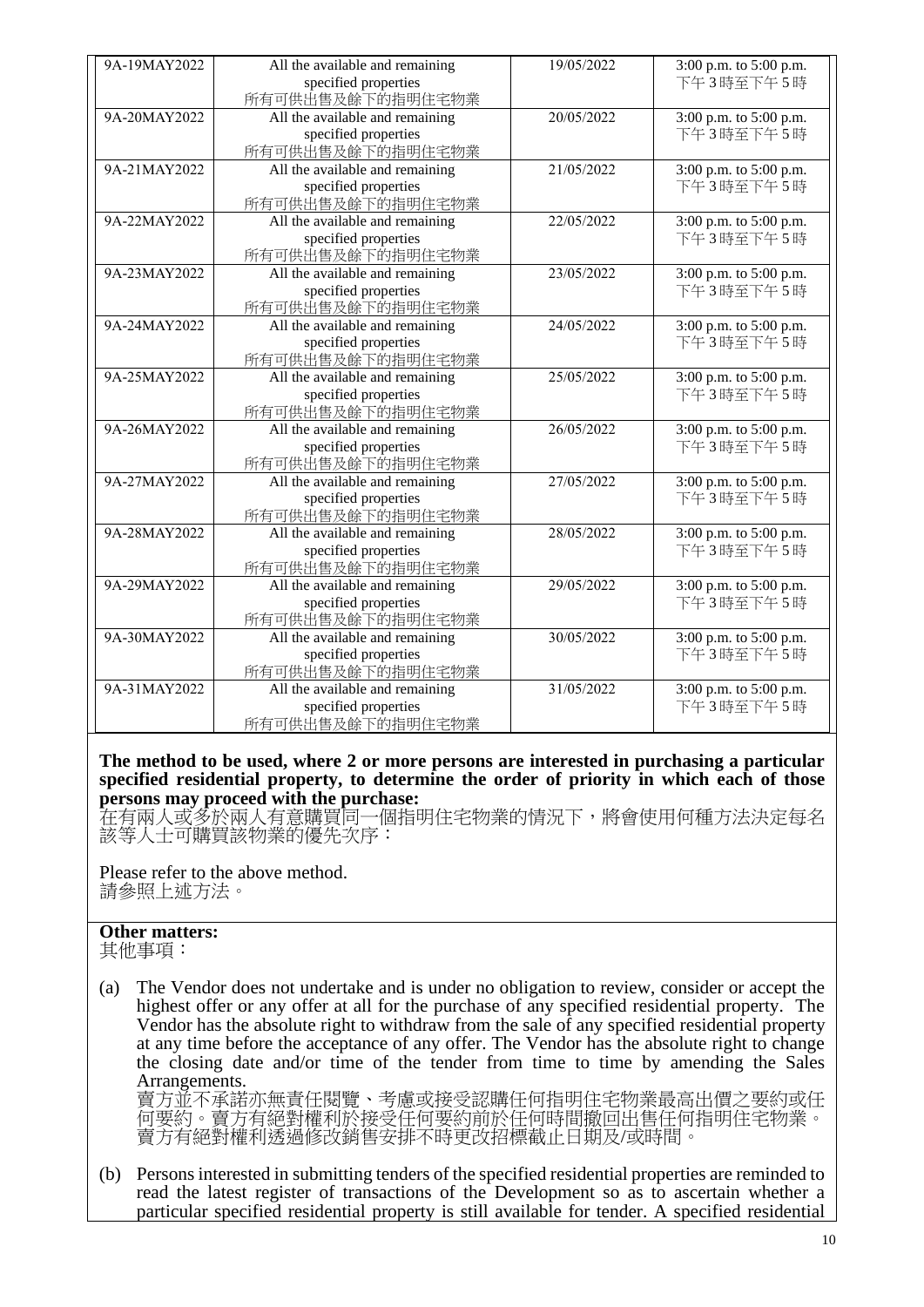| 9A-19MAY2022 | All the available and remaining specified properties 所有可供出售及餘下的指明住宅物業 | 19/05/2022 | 3:00 p.m. to 5:00 p.m. 下午 3 時至下午 5 時 |
|---|---|---|---|
| 9A-20MAY2022 | All the available and remaining specified properties 所有可供出售及餘下的指明住宅物業 | 20/05/2022 | 3:00 p.m. to 5:00 p.m. 下午 3 時至下午 5 時 |
| 9A-21MAY2022 | All the available and remaining specified properties 所有可供出售及餘下的指明住宅物業 | 21/05/2022 | 3:00 p.m. to 5:00 p.m. 下午 3 時至下午 5 時 |
| 9A-22MAY2022 | All the available and remaining specified properties 所有可供出售及餘下的指明住宅物業 | 22/05/2022 | 3:00 p.m. to 5:00 p.m. 下午 3 時至下午 5 時 |
| 9A-23MAY2022 | All the available and remaining specified properties 所有可供出售及餘下的指明住宅物業 | 23/05/2022 | 3:00 p.m. to 5:00 p.m. 下午 3 時至下午 5 時 |
| 9A-24MAY2022 | All the available and remaining specified properties 所有可供出售及餘下的指明住宅物業 | 24/05/2022 | 3:00 p.m. to 5:00 p.m. 下午 3 時至下午 5 時 |
| 9A-25MAY2022 | All the available and remaining specified properties 所有可供出售及餘下的指明住宅物業 | 25/05/2022 | 3:00 p.m. to 5:00 p.m. 下午 3 時至下午 5 時 |
| 9A-26MAY2022 | All the available and remaining specified properties 所有可供出售及餘下的指明住宅物業 | 26/05/2022 | 3:00 p.m. to 5:00 p.m. 下午 3 時至下午 5 時 |
| 9A-27MAY2022 | All the available and remaining specified properties 所有可供出售及餘下的指明住宅物業 | 27/05/2022 | 3:00 p.m. to 5:00 p.m. 下午 3 時至下午 5 時 |
| 9A-28MAY2022 | All the available and remaining specified properties 所有可供出售及餘下的指明住宅物業 | 28/05/2022 | 3:00 p.m. to 5:00 p.m. 下午 3 時至下午 5 時 |
| 9A-29MAY2022 | All the available and remaining specified properties 所有可供出售及餘下的指明住宅物業 | 29/05/2022 | 3:00 p.m. to 5:00 p.m. 下午 3 時至下午 5 時 |
| 9A-30MAY2022 | All the available and remaining specified properties 所有可供出售及餘下的指明住宅物業 | 30/05/2022 | 3:00 p.m. to 5:00 p.m. 下午 3 時至下午 5 時 |
| 9A-31MAY2022 | All the available and remaining specified properties 所有可供出售及餘下的指明住宅物業 | 31/05/2022 | 3:00 p.m. to 5:00 p.m. 下午 3 時至下午 5 時 |

**The method to be used, where 2 or more persons are interested in purchasing a particular specified residential property, to determine the order of priority in which each of those persons may proceed with the purchase:**
在有兩人或多於兩人有意購買同一個指明住宅物業的情況下，將會使用何種方法決定每名該等人士可購買該物業的優先次序：

Please refer to the above method.
請參照上述方法。

**Other matters:**
其他事項：

(a) The Vendor does not undertake and is under no obligation to review, consider or accept the highest offer or any offer at all for the purchase of any specified residential property. The Vendor has the absolute right to withdraw from the sale of any specified residential property at any time before the acceptance of any offer. The Vendor has the absolute right to change the closing date and/or time of the tender from time to time by amending the Sales Arrangements.
賣方並不承諾亦無責任閱覽、考慮或接受認購任何指明住宅物業最高出價之要約或任何要約。賣方有絕對權利於接受任何要約前於任何時間撤回出售任何指明住宅物業。賣方有絕對權利透過修改銷售安排不時更改招標截止日期及/或時間。

(b) Persons interested in submitting tenders of the specified residential properties are reminded to read the latest register of transactions of the Development so as to ascertain whether a particular specified residential property is still available for tender. A specified residential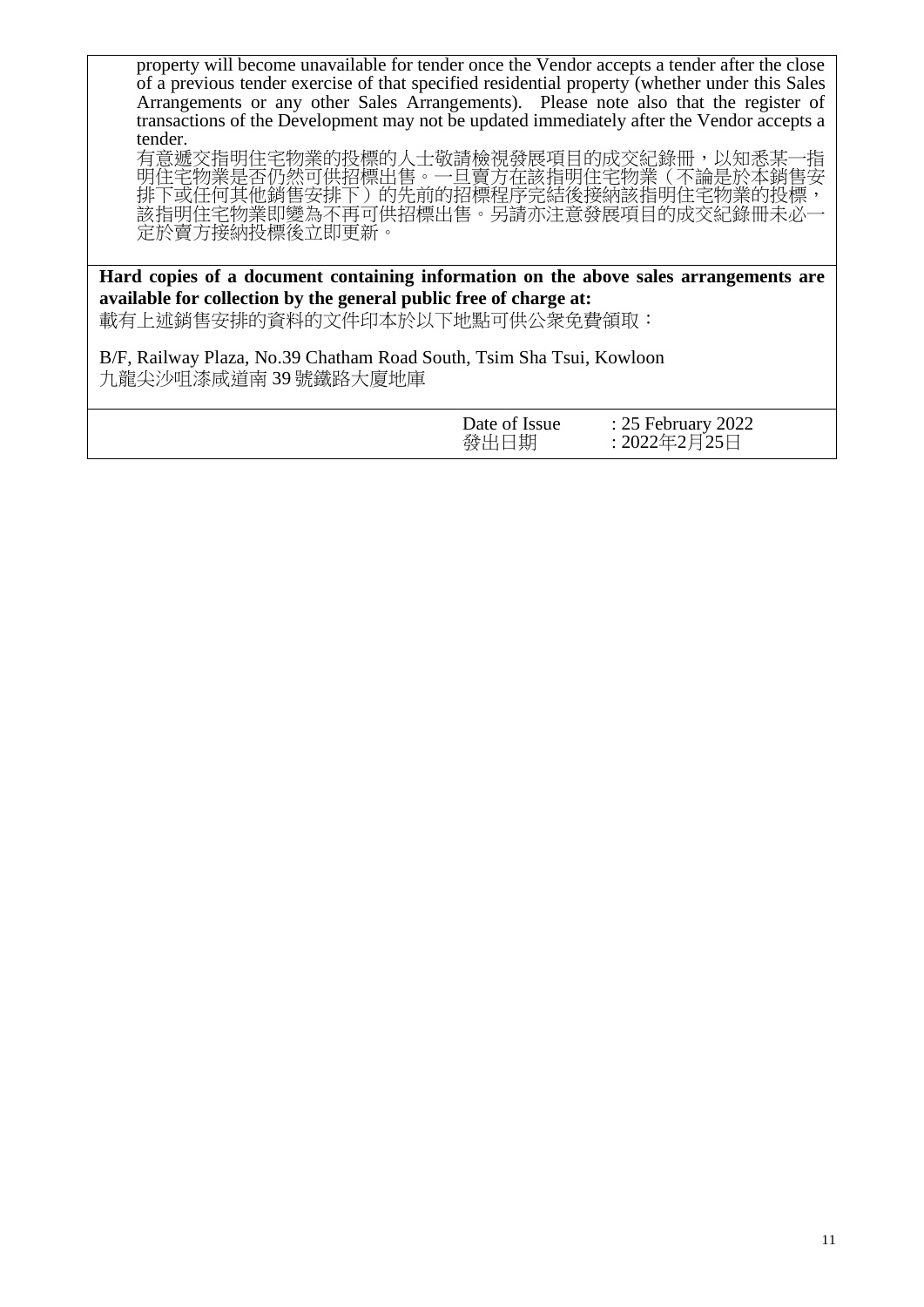property will become unavailable for tender once the Vendor accepts a tender after the close of a previous tender exercise of that specified residential property (whether under this Sales Arrangements or any other Sales Arrangements). Please note also that the register of transactions of the Development may not be updated immediately after the Vendor accepts a tender.

有意遞交指明住宅物業的投標的人士敬請檢視發展項目的成交紀錄冊，以知悉某一指明住宅物業是否仍然可供招標出售。一旦賣方在該指明住宅物業（不論是於本銷售安排下或任何其他銷售安排下）的先前的招標程序完結後接納該指明住宅物業的投標，該指明住宅物業即變為不再可供招標出售。另請亦注意發展項目的成交紀錄冊未必一定於賣方接納投標後立即更新。

**Hard copies of a document containing information on the above sales arrangements are available for collection by the general public free of charge at:**

載有上述銷售安排的資料的文件印本於以下地點可供公眾免費領取：

B/F, Railway Plaza, No.39 Chatham Road South, Tsim Sha Tsui, Kowloon

九龍尖沙咀漆咸道南 39 號鐵路大廈地庫

Date of Issue : 25 February 2022

發出日期 : 2022年2月25日